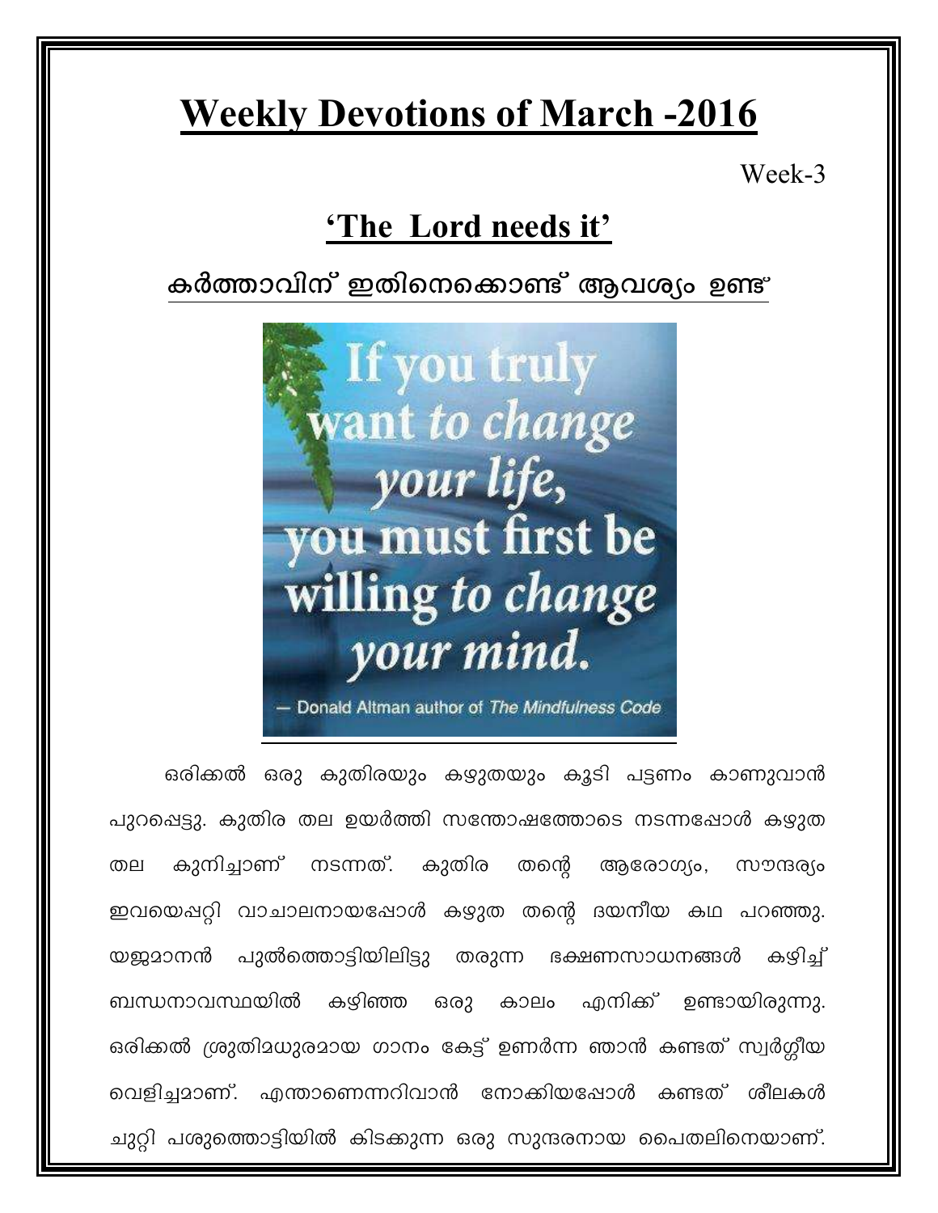# Weekly Devotions of March -2016

Week-3

## 'The Lord needs it'

## കർത്താവിന് ഇതിനെക്കൊണ്ട് ആവശ്യം ഉണ്ട്

> If you truly want to change your life, you must first be willing to change your mind.
>
> — Donald Altman author of *The Mindfulness Code*

ഒരിക്കൽ ഒരു കുതിരയും കഴുതയും കൂടി പട്ടണം കാണുവാൻ പുറപ്പെട്ടു. കുതിര തല ഉയർത്തി സന്തോഷത്തോടെ നടന്നപ്പോൾ കഴുത തല കുനിച്ചാണ് നടന്നത്. കുതിര തന്റെ ആരോഗ്യം, സൗന്ദര്യം ഇവയെപ്പറ്റി വാചാലനായപ്പോൾ കഴുത തന്റെ ദയനീയ കഥ പറഞ്ഞു. യജമാനൻ പുൽത്തൊട്ടിയിലിട്ടു തരുന്ന ഭക്ഷണസാധനങ്ങൾ കഴിച്ച് ബന്ധനാവസ്ഥയിൽ കഴിഞ്ഞ ഒരു കാലം എനിക്ക് ഉണ്ടായിരുന്നു. ഒരിക്കൽ ശ്രുതിമധുരമായ ഗാനം കേട്ട് ഉണർന്ന ഞാൻ കണ്ടത് സ്വർഗ്ഗീയ വെളിച്ചമാണ്. എന്താണെന്നറിവാൻ നോക്കിയപ്പോൾ കണ്ടത് ശീലകൾ ചുറ്റി പശുത്തൊട്ടിയിൽ കിടക്കുന്ന ഒരു സുന്ദരനായ പൈതലിനെയാണ്.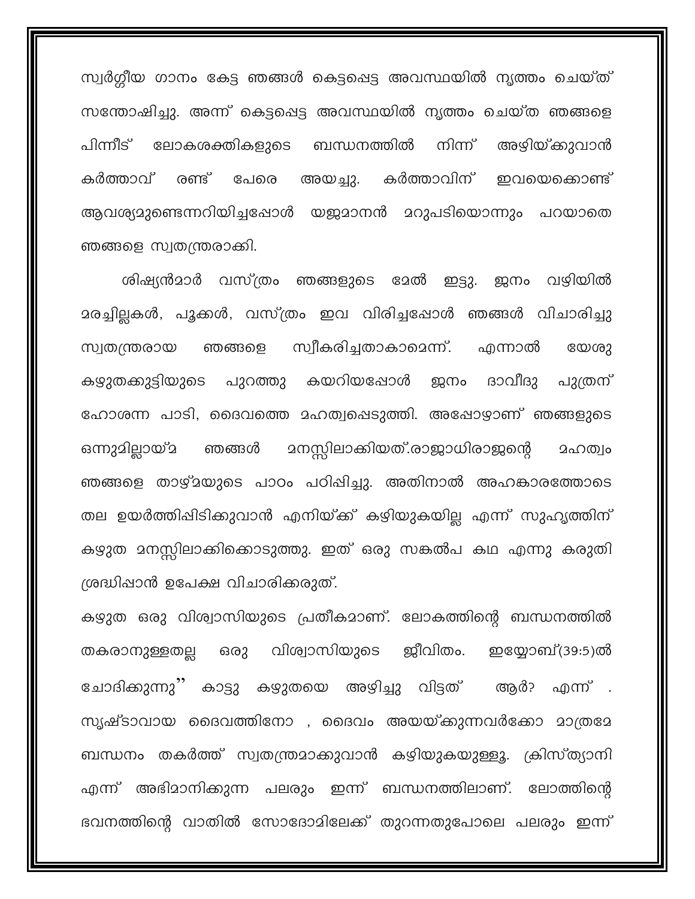സ്വർഗ്ഗീയ ഗാനം കേട്ട ഞങ്ങൾ കെട്ടപ്പെട്ട അവസ്ഥയിൽ നൃത്തം ചെയ്ത് സന്തോഷിച്ചു. അന്ന് കെട്ടപ്പെട്ട അവസ്ഥയിൽ നൃത്തം ചെയ്ത ഞങ്ങളെ പിന്നീട് ലോകശക്തികളുടെ ബന്ധനത്തിൽ നിന്ന് അഴിയ്ക്കുവാൻ കർത്താവ് രണ്ട് പേരെ അയച്ചു. കർത്താവിന് ഇവയെക്കൊണ്ട് ആവശ്യമുണ്ടെന്നറിയിച്ചപ്പോൾ യജമാനൻ മറുപടിയൊന്നും പറയാതെ ഞങ്ങളെ സ്വതന്ത്രരാക്കി.

ശിഷ്യൻമാർ വസ്ത്രം ഞങ്ങളുടെ മേൽ ഇട്ടു. ജനം വഴിയിൽ മരച്ചില്ലകൾ, പൂക്കൾ, വസ്ത്രം ഇവ വിരിച്ചപ്പോൾ ഞങ്ങൾ വിചാരിച്ചു സ്വതന്ത്രരായ ഞങ്ങളെ സ്വീകരിച്ചതാകാമെന്ന്. എന്നാൽ യേശു കഴുതക്കുട്ടിയുടെ പുറത്തു കയറിയപ്പോൾ ജനം ദാവീദു പുത്രന് ഹോശന്ന പാടി, ദൈവത്തെ മഹത്വപ്പെടുത്തി. അപ്പോഴാണ് ഞങ്ങളുടെ ഒന്നുമില്ലായ്മ ഞങ്ങൾ മനസ്സിലാക്കിയത്.രാജാധിരാജന്റെ മഹത്വം ഞങ്ങളെ താഴ്മയുടെ പാഠം പഠിപ്പിച്ചു. അതിനാൽ അഹങ്കാരത്തോടെ തല ഉയർത്തിപ്പിടിക്കുവാൻ എനിയ്ക്ക് കഴിയുകയില്ല എന്ന് സുഹൃത്തിന് കഴുത മനസ്സിലാക്കിക്കൊടുത്തു. ഇത് ഒരു സങ്കൽപ കഥ എന്നു കരുതി ശ്രദ്ധിപ്പാൻ ഉപേക്ഷ വിചാരിക്കരുത്.

കഴുത ഒരു വിശ്വാസിയുടെ പ്രതീകമാണ്. ലോകത്തിന്റെ ബന്ധനത്തിൽ തകരാനുള്ളതല്ല ഒരു വിശ്വാസിയുടെ ജീവിതം. ഇയ്യോബ്(39:5)ൽ ചോദിക്കുന്നു" കാട്ടു കഴുതയെ അഴിച്ചു വിട്ടത് ആർ? എന്ന് . സൃഷ്ടാവായ ദൈവത്തിനോ , ദൈവം അയയ്ക്കുന്നവർക്കോ മാത്രമേ ബന്ധനം തകർത്ത് സ്വതന്ത്രമാക്കുവാൻ കഴിയുകയുള്ളൂ. ക്രിസ്ത്യാനി എന്ന് അഭിമാനിക്കുന്ന പലരും ഇന്ന് ബന്ധനത്തിലാണ്. ലോത്തിന്റെ ഭവനത്തിന്റെ വാതിൽ സോദോമിലേക്ക് തുറന്നതുപോലെ പലരും ഇന്ന്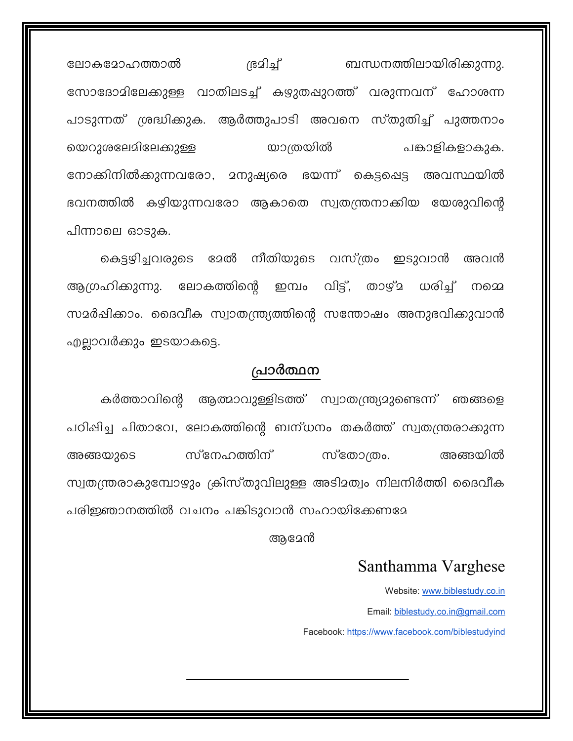ലോകമോഹത്താൽ ഭ്രമിച്ച് ബന്ധനത്തിലായിരിക്കുന്നു. സോദോമിലേക്കുള്ള വാതിലടച്ച് കഴുതപ്പുറത്ത് വരുന്നവന് ഹോശന്ന പാടുന്നത് ശ്രദ്ധിക്കുക. ആർത്തുപാടി അവനെ സ്തുതിച്ച് പുത്തനാം യെറുശലേമിലേക്കുള്ള യാത്രയിൽ പങ്കാളികളാകുക. നോക്കിനിൽക്കുന്നവരോ, മനുഷ്യരെ ഭയന്ന് കെട്ടപ്പെട്ട അവസ്ഥയിൽ ഭവനത്തിൽ കഴിയുന്നവരോ ആകാതെ സ്വതന്ത്രനാക്കിയ യേശുവിന്റെ പിന്നാലെ ഓടുക.

കെട്ടഴിച്ചവരുടെ മേൽ നീതിയുടെ വസ്ത്രം ഇടുവാൻ അവൻ ആഗ്രഹിക്കുന്നു. ലോകത്തിന്റെ ഇമ്പം വിട്ട്, താഴ്മ ധരിച്ച് നമ്മെ സമർപ്പിക്കാം. ദൈവീക സ്വാതന്ത്ര്യത്തിന്റെ സന്തോഷം അനുഭവിക്കുവാൻ എല്ലാവർക്കും ഇടയാകട്ടെ.

## പ്രാർത്ഥന

കർത്താവിന്റെ ആത്മാവുള്ളിടത്ത് സ്വാതന്ത്ര്യമുണ്ടെന്ന് ഞങ്ങളെ പഠിപ്പിച്ച പിതാവേ, ലോകത്തിന്റെ ബന്ധനം തകർത്ത് സ്വതന്ത്രരാക്കുന്ന അങ്ങയുടെ സ്നേഹത്തിന് സ്തോത്രം. അങ്ങയിൽ സ്വതന്ത്രരാകുമ്പോഴും ക്രിസ്തുവിലുള്ള അടിമത്വം നിലനിർത്തി ദൈവീക പരിജ്ഞാനത്തിൽ വചനം പങ്കിടുവാൻ സഹായിക്കേണമേ

ആമേൻ

Santhamma Varghese

Website: www.biblestudy.co.in

Email: biblestudy.co.in@gmail.com

Facebook: https://www.facebook.com/biblestudyind